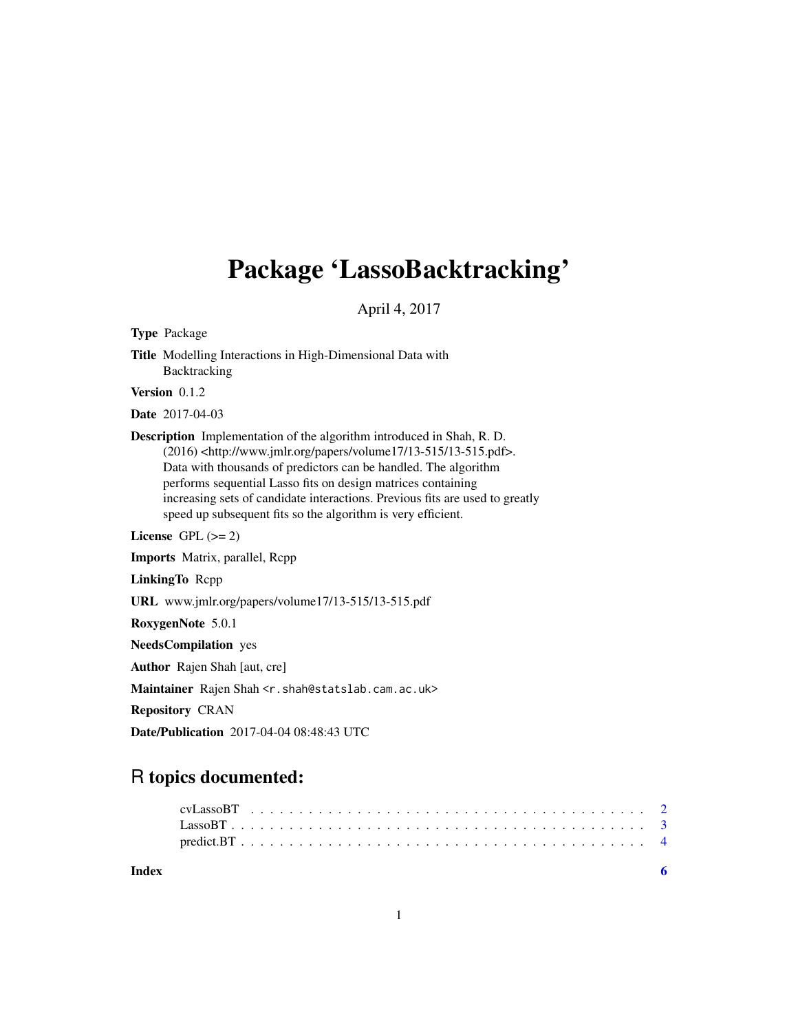# Package 'LassoBacktracking'

April 4, 2017

**Type** Package

**Title** Modelling Interactions in High-Dimensional Data with Backtracking

**Version** 0.1.2

**Date** 2017-04-03

**Description** Implementation of the algorithm introduced in Shah, R. D. (2016) <http://www.jmlr.org/papers/volume17/13-515/13-515.pdf>. Data with thousands of predictors can be handled. The algorithm performs sequential Lasso fits on design matrices containing increasing sets of candidate interactions. Previous fits are used to greatly speed up subsequent fits so the algorithm is very efficient.

**License** GPL (>= 2)

**Imports** Matrix, parallel, Rcpp

**LinkingTo** Rcpp

**URL** www.jmlr.org/papers/volume17/13-515/13-515.pdf

**RoxygenNote** 5.0.1

**NeedsCompilation** yes

**Author** Rajen Shah [aut, cre]

**Maintainer** Rajen Shah <r.shah@statslab.cam.ac.uk>

**Repository** CRAN

**Date/Publication** 2017-04-04 08:48:43 UTC

## R topics documented:

- cvLassoBT . . . . . . . . . . . . . . . . . . . . . . . . . . . . . . . . . . . . . . . . 2
- LassoBT . . . . . . . . . . . . . . . . . . . . . . . . . . . . . . . . . . . . . . . . . 3
- predict.BT . . . . . . . . . . . . . . . . . . . . . . . . . . . . . . . . . . . . . . . . 4

**Index** **6**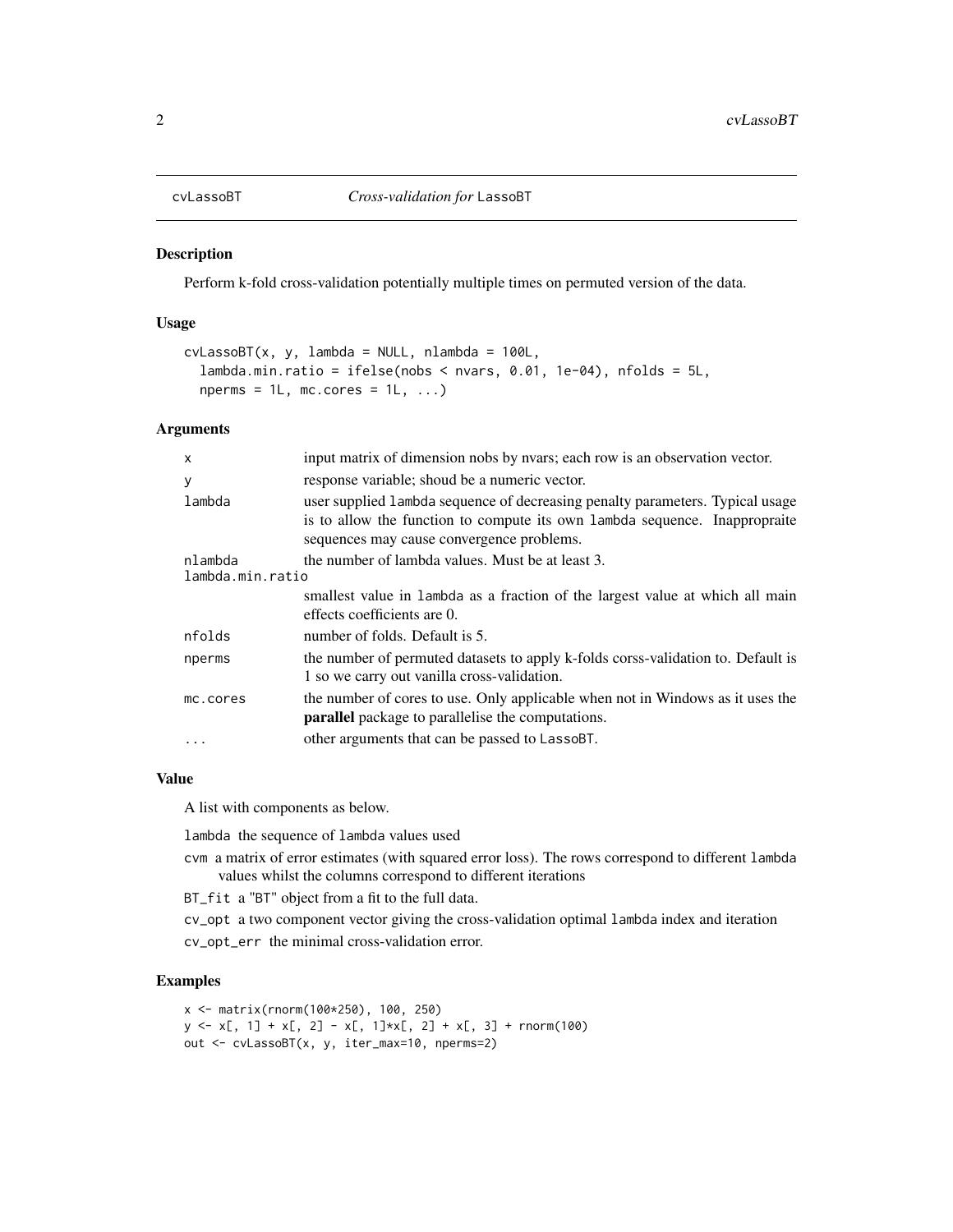cvLassoBT — *Cross-validation for* LassoBT

## Description

Perform k-fold cross-validation potentially multiple times on permuted version of the data.

## Usage

```
cvLassoBT(x, y, lambda = NULL, nlambda = 100L,
  lambda.min.ratio = ifelse(nobs < nvars, 0.01, 1e-04), nfolds = 5L,
  nperms = 1L, mc.cores = 1L, ...)
```

## Arguments

| Argument | Description |
|---|---|
| `x` | input matrix of dimension nobs by nvars; each row is an observation vector. |
| `y` | response variable; shoud be a numeric vector. |
| `lambda` | user supplied `lambda` sequence of decreasing penalty parameters. Typical usage is to allow the function to compute its own `lambda` sequence. Inappropraite sequences may cause convergence problems. |
| `nlambda` | the number of lambda values. Must be at least 3. |
| `lambda.min.ratio` | smallest value in `lambda` as a fraction of the largest value at which all main effects coefficients are 0. |
| `nfolds` | number of folds. Default is 5. |
| `nperms` | the number of permuted datasets to apply k-folds corss-validation to. Default is 1 so we carry out vanilla cross-validation. |
| `mc.cores` | the number of cores to use. Only applicable when not in Windows as it uses the **parallel** package to parallelise the computations. |
| `...` | other arguments that can be passed to `LassoBT`. |

## Value

A list with components as below.

- `lambda` the sequence of `lambda` values used
- `cvm` a matrix of error estimates (with squared error loss). The rows correspond to different `lambda` values whilst the columns correspond to different iterations
- `BT_fit` a "BT" object from a fit to the full data.
- `cv_opt` a two component vector giving the cross-validation optimal `lambda` index and iteration
- `cv_opt_err` the minimal cross-validation error.

## Examples

```
x <- matrix(rnorm(100*250), 100, 250)
y <- x[, 1] + x[, 2] - x[, 1]*x[, 2] + x[, 3] + rnorm(100)
out <- cvLassoBT(x, y, iter_max=10, nperms=2)
```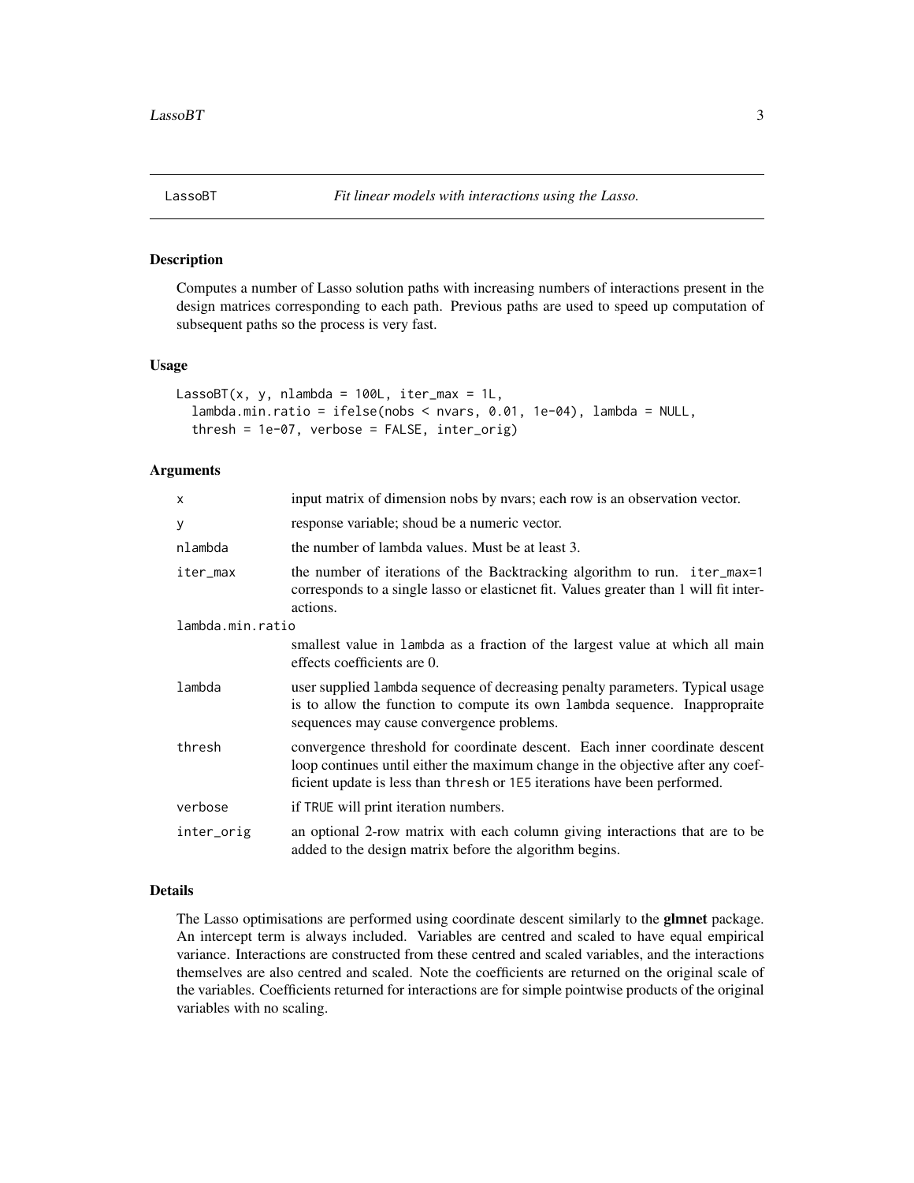LassoBT — *Fit linear models with interactions using the Lasso.*

## Description

Computes a number of Lasso solution paths with increasing numbers of interactions present in the design matrices corresponding to each path. Previous paths are used to speed up computation of subsequent paths so the process is very fast.

## Usage

```
LassoBT(x, y, nlambda = 100L, iter_max = 1L,
  lambda.min.ratio = ifelse(nobs < nvars, 0.01, 1e-04), lambda = NULL,
  thresh = 1e-07, verbose = FALSE, inter_orig)
```

## Arguments

| Argument | Description |
|---|---|
| x | input matrix of dimension nobs by nvars; each row is an observation vector. |
| y | response variable; shoud be a numeric vector. |
| nlambda | the number of lambda values. Must be at least 3. |
| iter_max | the number of iterations of the Backtracking algorithm to run. iter_max=1 corresponds to a single lasso or elasticnet fit. Values greater than 1 will fit interactions. |
| lambda.min.ratio | smallest value in lambda as a fraction of the largest value at which all main effects coefficients are 0. |
| lambda | user supplied lambda sequence of decreasing penalty parameters. Typical usage is to allow the function to compute its own lambda sequence. Inappropraite sequences may cause convergence problems. |
| thresh | convergence threshold for coordinate descent. Each inner coordinate descent loop continues until either the maximum change in the objective after any coefficient update is less than thresh or 1E5 iterations have been performed. |
| verbose | if TRUE will print iteration numbers. |
| inter_orig | an optional 2-row matrix with each column giving interactions that are to be added to the design matrix before the algorithm begins. |

## Details

The Lasso optimisations are performed using coordinate descent similarly to the **glmnet** package. An intercept term is always included. Variables are centred and scaled to have equal empirical variance. Interactions are constructed from these centred and scaled variables, and the interactions themselves are also centred and scaled. Note the coefficients are returned on the original scale of the variables. Coefficients returned for interactions are for simple pointwise products of the original variables with no scaling.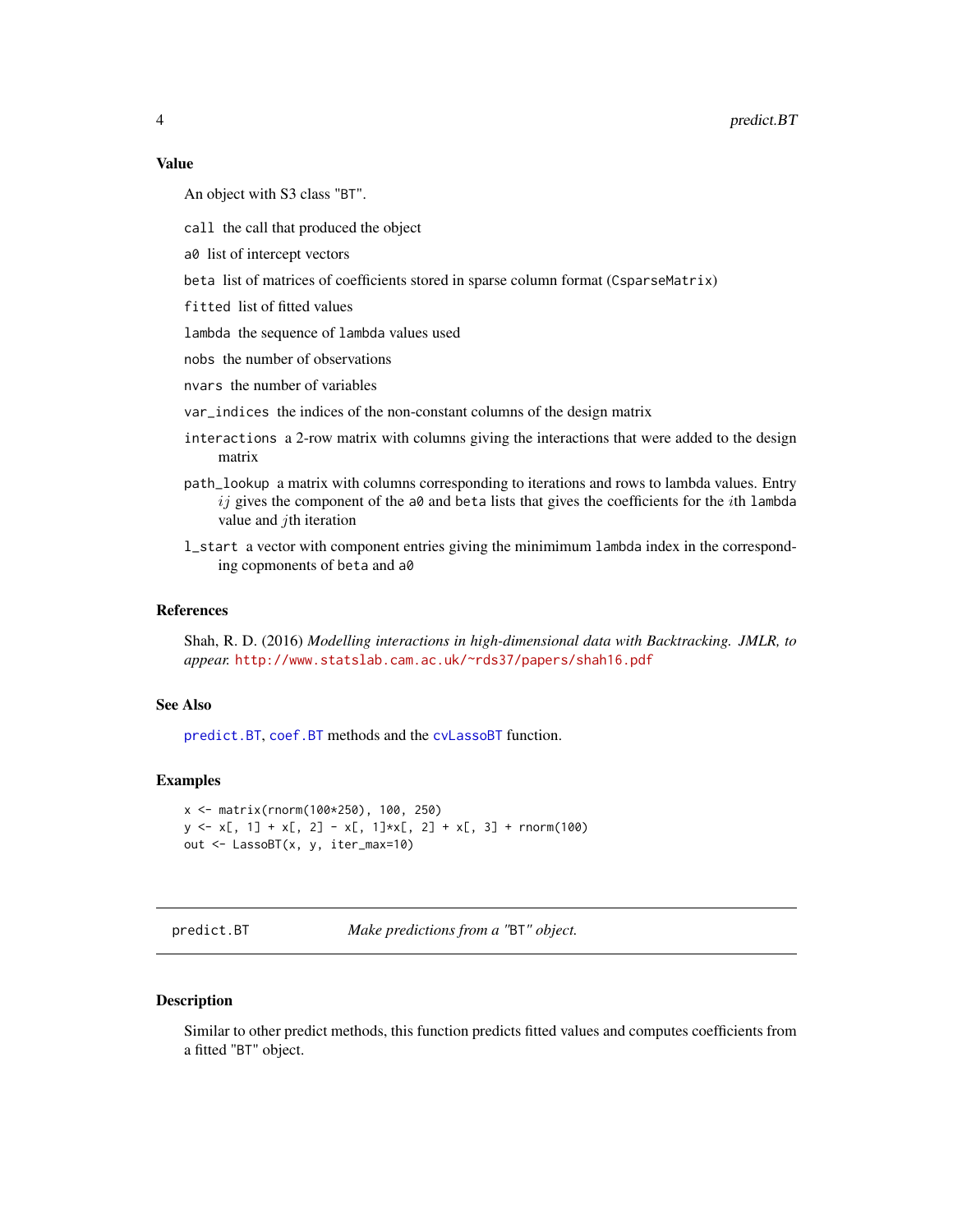### Value

An object with S3 class "BT".

- `call` the call that produced the object
- `a0` list of intercept vectors
- `beta` list of matrices of coefficients stored in sparse column format (`CsparseMatrix`)
- `fitted` list of fitted values
- `lambda` the sequence of `lambda` values used
- `nobs` the number of observations
- `nvars` the number of variables
- `var_indices` the indices of the non-constant columns of the design matrix
- `interactions` a 2-row matrix with columns giving the interactions that were added to the design matrix
- `path_lookup` a matrix with columns corresponding to iterations and rows to lambda values. Entry $ij$ gives the component of the `a0` and `beta` lists that gives the coefficients for the $i$th `lambda` value and $j$th iteration
- `l_start` a vector with component entries giving the minimimum `lambda` index in the corresponding copmonents of `beta` and `a0`

### References

Shah, R. D. (2016) *Modelling interactions in high-dimensional data with Backtracking. JMLR, to appear.* http://www.statslab.cam.ac.uk/~rds37/papers/shah16.pdf

### See Also

`predict.BT`, `coef.BT` methods and the `cvLassoBT` function.

### Examples

```
x <- matrix(rnorm(100*250), 100, 250)
y <- x[, 1] + x[, 2] - x[, 1]*x[, 2] + x[, 3] + rnorm(100)
out <- LassoBT(x, y, iter_max=10)
```

---

## predict.BT *Make predictions from a "BT" object.*

---

### Description

Similar to other predict methods, this function predicts fitted values and computes coefficients from a fitted "BT" object.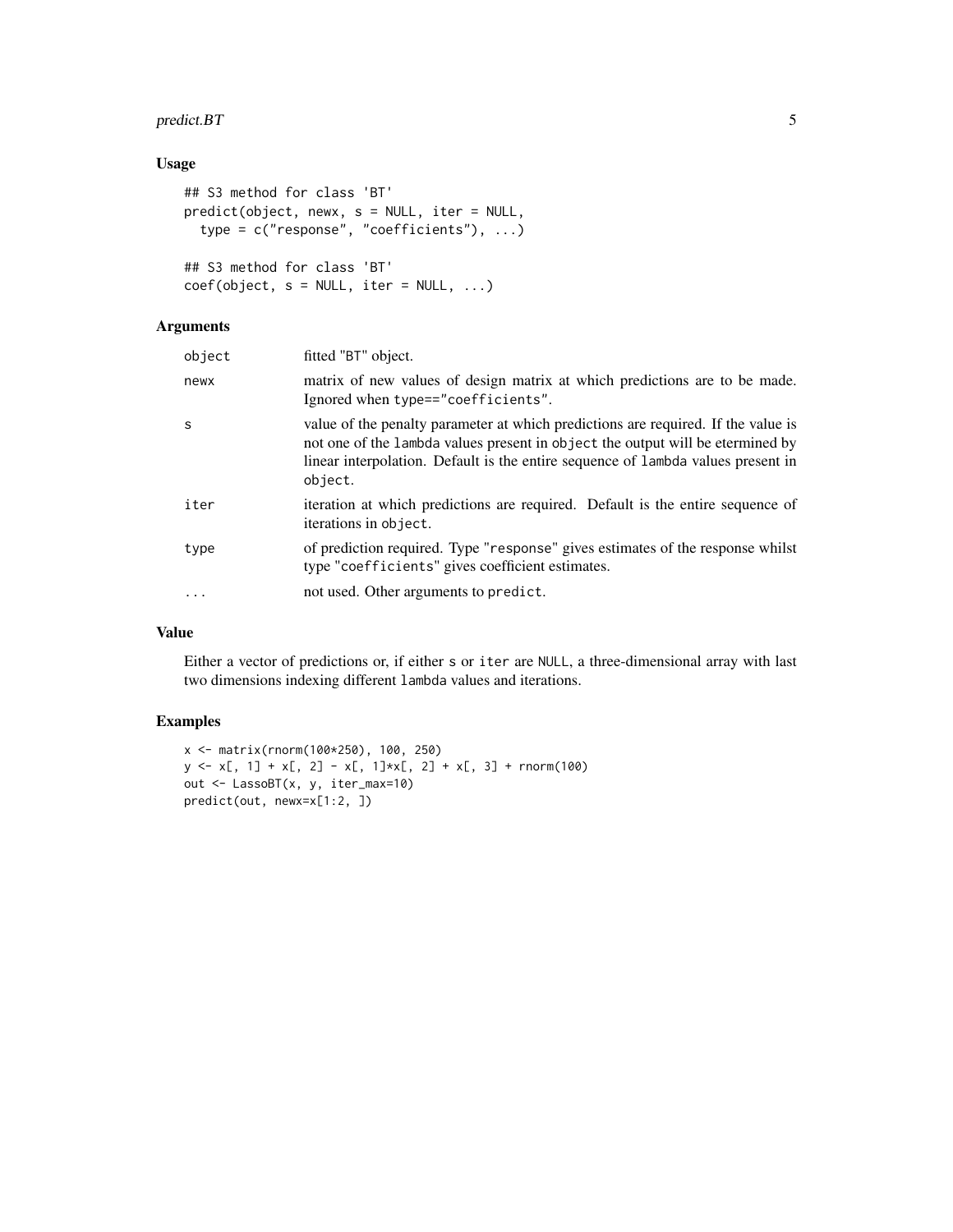## Usage

```
## S3 method for class 'BT'
predict(object, newx, s = NULL, iter = NULL,
  type = c("response", "coefficients"), ...)

## S3 method for class 'BT'
coef(object, s = NULL, iter = NULL, ...)
```

## Arguments

| | |
|---|---|
| `object` | fitted "BT" object. |
| `newx` | matrix of new values of design matrix at which predictions are to be made. Ignored when `type=="coefficients"`. |
| `s` | value of the penalty parameter at which predictions are required. If the value is not one of the `lambda` values present in `object` the output will be etermined by linear interpolation. Default is the entire sequence of `lambda` values present in `object`. |
| `iter` | iteration at which predictions are required. Default is the entire sequence of iterations in `object`. |
| `type` | of prediction required. Type "`response`" gives estimates of the response whilst type "`coefficients`" gives coefficient estimates. |
| `...` | not used. Other arguments to `predict`. |

## Value

Either a vector of predictions or, if either `s` or `iter` are `NULL`, a three-dimensional array with last two dimensions indexing different `lambda` values and iterations.

## Examples

```
x <- matrix(rnorm(100*250), 100, 250)
y <- x[, 1] + x[, 2] - x[, 1]*x[, 2] + x[, 3] + rnorm(100)
out <- LassoBT(x, y, iter_max=10)
predict(out, newx=x[1:2, ])
```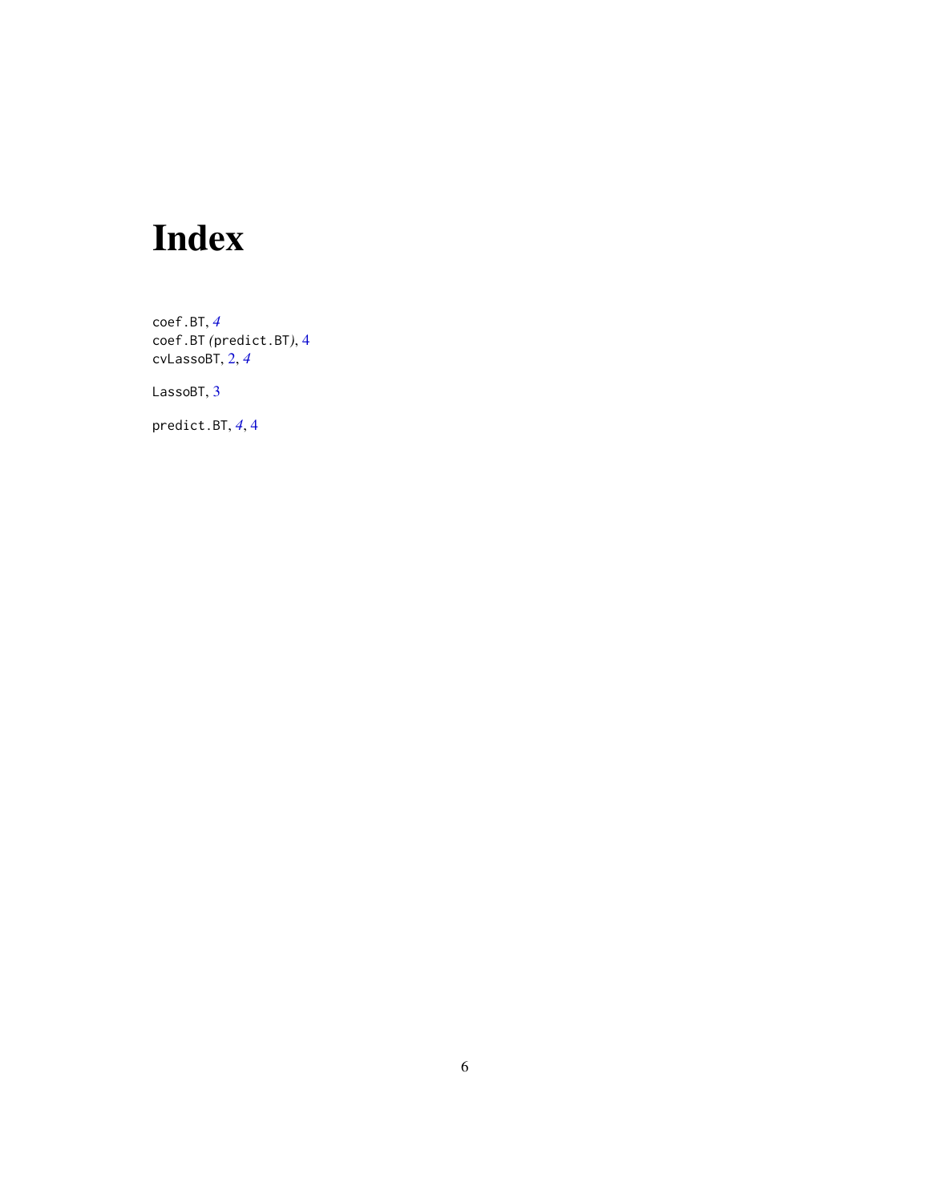# Index

coef.BT, *4*
coef.BT (predict.BT), 4
cvLassoBT, 2, *4*

LassoBT, 3

predict.BT, *4*, 4